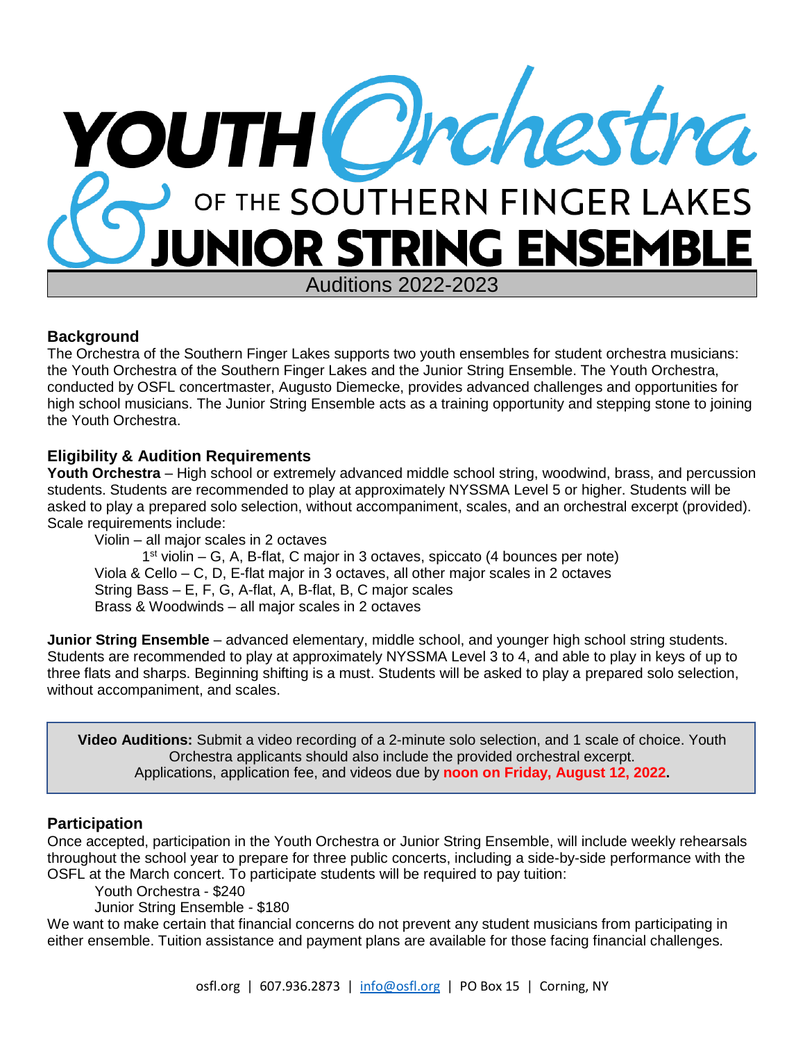# YOUTH Orchestra of the SOUTHERN FINGER LAKES & JUNIOR STRING ENSEMBLE

Auditions 2022-2023

## Background

The Orchestra of the Southern Finger Lakes supports two youth ensembles for student orchestra musicians: the Youth Orchestra of the Southern Finger Lakes and the Junior String Ensemble. The Youth Orchestra, conducted by OSFL concertmaster, Augusto Diemecke, provides advanced challenges and opportunities for high school musicians. The Junior String Ensemble acts as a training opportunity and stepping stone to joining the Youth Orchestra.

## Eligibility & Audition Requirements

**Youth Orchestra** – High school or extremely advanced middle school string, woodwind, brass, and percussion students. Students are recommended to play at approximately NYSSMA Level 5 or higher. Students will be asked to play a prepared solo selection, without accompaniment, scales, and an orchestral excerpt (provided). Scale requirements include:

- Violin – all major scales in 2 octaves
  - 1st violin – G, A, B-flat, C major in 3 octaves, spiccato (4 bounces per note)
- Viola & Cello – C, D, E-flat major in 3 octaves, all other major scales in 2 octaves
- String Bass – E, F, G, A-flat, A, B-flat, B, C major scales
- Brass & Woodwinds – all major scales in 2 octaves

**Junior String Ensemble** – advanced elementary, middle school, and younger high school string students. Students are recommended to play at approximately NYSSMA Level 3 to 4, and able to play in keys of up to three flats and sharps. Beginning shifting is a must. Students will be asked to play a prepared solo selection, without accompaniment, and scales.

> **Video Auditions:** Submit a video recording of a 2-minute solo selection, and 1 scale of choice. Youth Orchestra applicants should also include the provided orchestral excerpt.
> Applications, application fee, and videos due by **noon on Friday, August 12, 2022**.

## Participation

Once accepted, participation in the Youth Orchestra or Junior String Ensemble, will include weekly rehearsals throughout the school year to prepare for three public concerts, including a side-by-side performance with the OSFL at the March concert. To participate students will be required to pay tuition:

- Youth Orchestra - $240
- Junior String Ensemble - $180

We want to make certain that financial concerns do not prevent any student musicians from participating in either ensemble. Tuition assistance and payment plans are available for those facing financial challenges.

osfl.org | 607.936.2873 | info@osfl.org | PO Box 15 | Corning, NY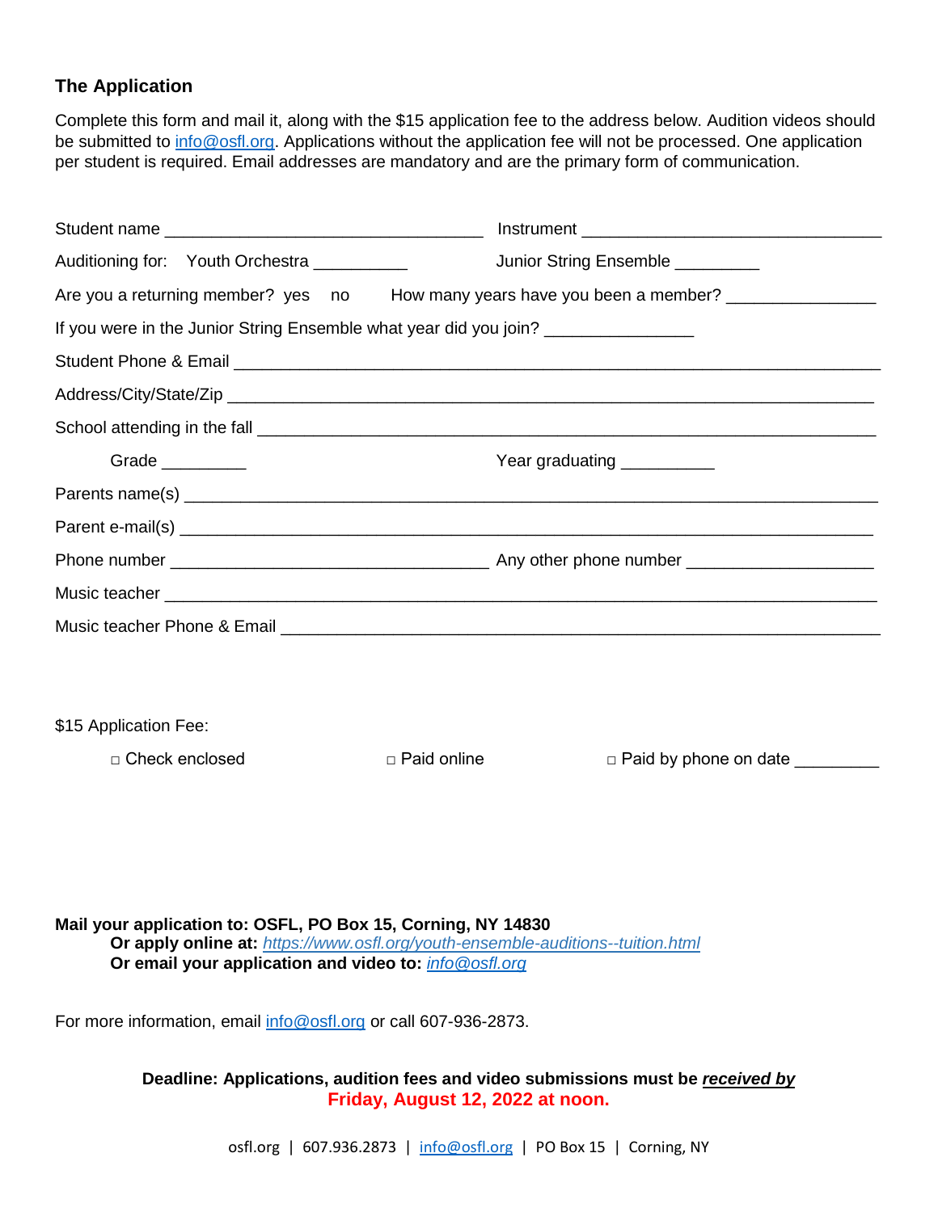## The Application

Complete this form and mail it, along with the $15 application fee to the address below. Audition videos should be submitted to info@osfl.org. Applications without the application fee will not be processed. One application per student is required. Email addresses are mandatory and are the primary form of communication.

Student name ___________________________________ Instrument ________________________________

Auditioning for: Youth Orchestra __________ Junior String Ensemble _________

Are you a returning member? yes no How many years have you been a member? _______________

If you were in the Junior String Ensemble what year did you join? _______________

Student Phone & Email _____________________________________________________________________

Address/City/State/Zip _____________________________________________________________________

School attending in the fall __________________________________________________________________

Grade _________ Year graduating __________

Parents name(s) __________________________________________________________________________

Parent e-mail(s) __________________________________________________________________________

Phone number ___________________________________ Any other phone number ____________________

Music teacher ____________________________________________________________________________

Music teacher Phone & Email ______________________________________________________________

$15 Application Fee:

□ Check enclosed □ Paid online □ Paid by phone on date _________

**Mail your application to: OSFL, PO Box 15, Corning, NY 14830**
**Or apply online at:** *https://www.osfl.org/youth-ensemble-auditions--tuition.html*
**Or email your application and video to:** *info@osfl.org*

For more information, email info@osfl.org or call 607-936-2873.

**Deadline: Applications, audition fees and video submissions must be *received by***
**Friday, August 12, 2022 at noon.**

osfl.org | 607.936.2873 | info@osfl.org | PO Box 15 | Corning, NY